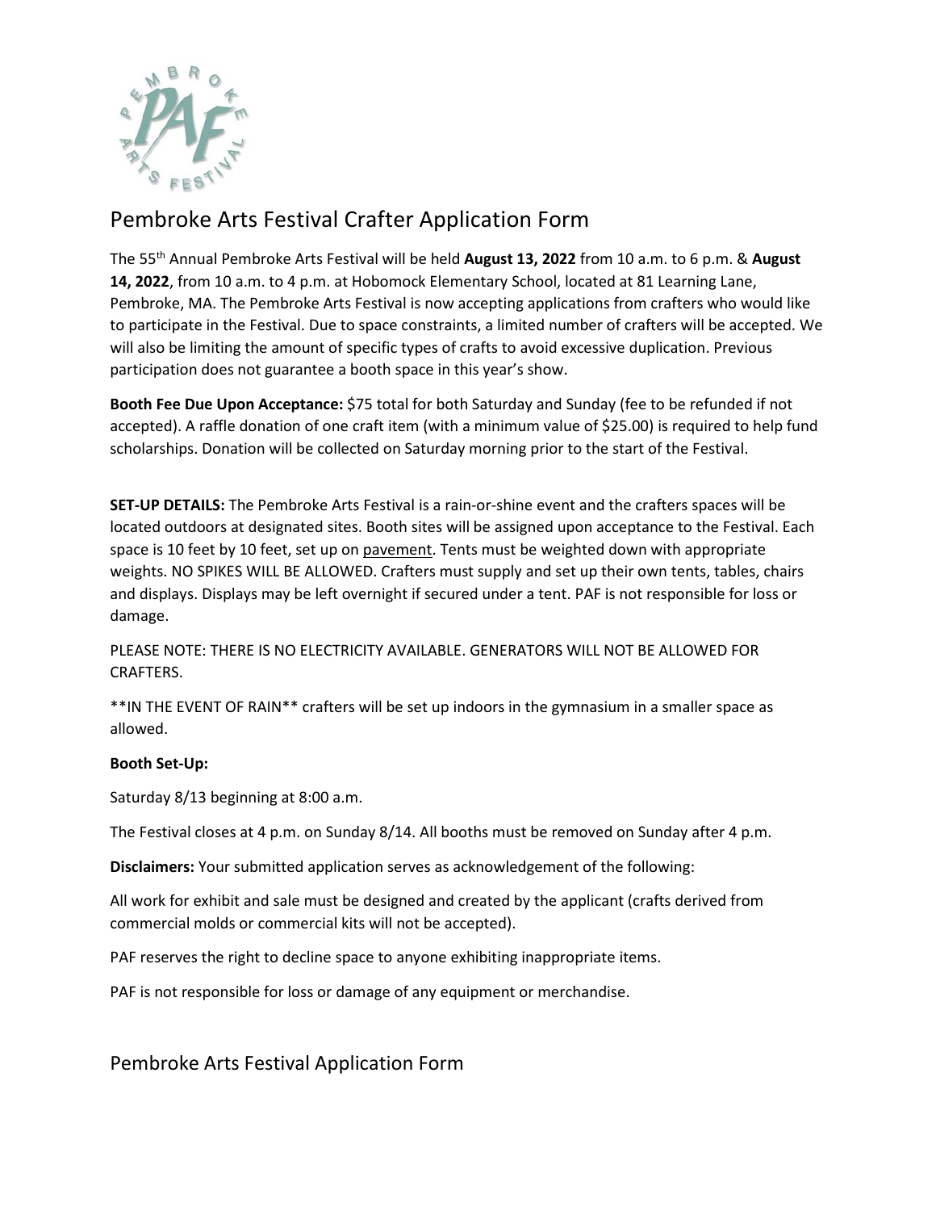# Pembroke Arts Festival Crafter Application Form

The 55th Annual Pembroke Arts Festival will be held **August 13, 2022** from 10 a.m. to 6 p.m. & **August 14, 2022**, from 10 a.m. to 4 p.m. at Hobomock Elementary School, located at 81 Learning Lane, Pembroke, MA. The Pembroke Arts Festival is now accepting applications from crafters who would like to participate in the Festival. Due to space constraints, a limited number of crafters will be accepted. We will also be limiting the amount of specific types of crafts to avoid excessive duplication. Previous participation does not guarantee a booth space in this year's show.

**Booth Fee Due Upon Acceptance:** $75 total for both Saturday and Sunday (fee to be refunded if not accepted). A raffle donation of one craft item (with a minimum value of $25.00) is required to help fund scholarships. Donation will be collected on Saturday morning prior to the start of the Festival.

**SET-UP DETAILS:** The Pembroke Arts Festival is a rain-or-shine event and the crafters spaces will be located outdoors at designated sites. Booth sites will be assigned upon acceptance to the Festival. Each space is 10 feet by 10 feet, set up on pavement. Tents must be weighted down with appropriate weights. NO SPIKES WILL BE ALLOWED. Crafters must supply and set up their own tents, tables, chairs and displays. Displays may be left overnight if secured under a tent. PAF is not responsible for loss or damage.

PLEASE NOTE: THERE IS NO ELECTRICITY AVAILABLE. GENERATORS WILL NOT BE ALLOWED FOR CRAFTERS.

**IN THE EVENT OF RAIN** crafters will be set up indoors in the gymnasium in a smaller space as allowed.

**Booth Set-Up:**

Saturday 8/13 beginning at 8:00 a.m.

The Festival closes at 4 p.m. on Sunday 8/14. All booths must be removed on Sunday after 4 p.m.

**Disclaimers:** Your submitted application serves as acknowledgement of the following:

All work for exhibit and sale must be designed and created by the applicant (crafts derived from commercial molds or commercial kits will not be accepted).

PAF reserves the right to decline space to anyone exhibiting inappropriate items.

PAF is not responsible for loss or damage of any equipment or merchandise.

# Pembroke Arts Festival Application Form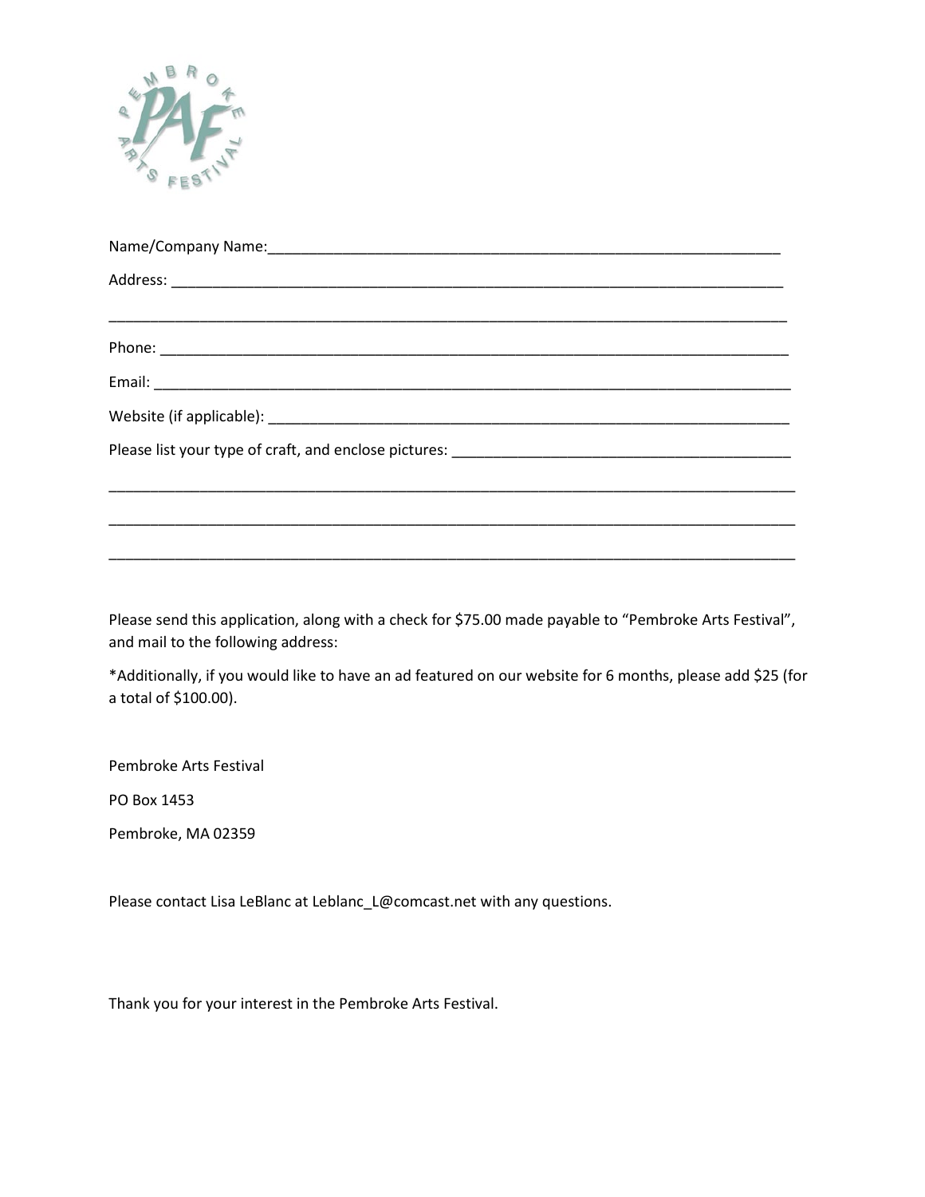Name/Company Name:_______________________________________________________________

Address: _____________________________________________________________________________

_____________________________________________________________________________________

Phone: _______________________________________________________________________________

Email: _______________________________________________________________________________

Website (if applicable): ______________________________________________________________

Please list your type of craft, and enclose pictures: ___________________________________

_____________________________________________________________________________________

_____________________________________________________________________________________

_____________________________________________________________________________________

Please send this application, along with a check for $75.00 made payable to "Pembroke Arts Festival", and mail to the following address:

*Additionally, if you would like to have an ad featured on our website for 6 months, please add $25 (for a total of $100.00).

Pembroke Arts Festival

PO Box 1453

Pembroke, MA 02359

Please contact Lisa LeBlanc at Leblanc_L@comcast.net with any questions.

Thank you for your interest in the Pembroke Arts Festival.